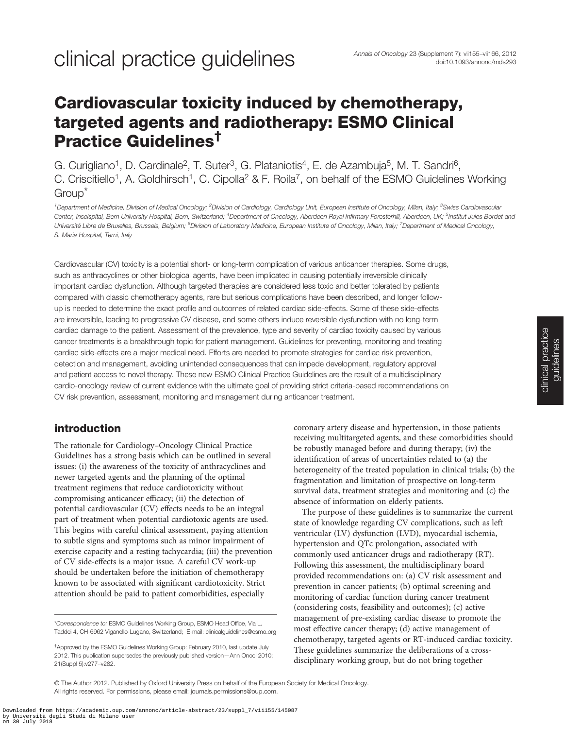# Cardiovascular toxicity induced by chemotherapy, targeted agents and radiotherapy: ESMO Clinical Practice Guidelines[†]

G. Curigliano[1], D. Cardinale[2], T. Suter[3], G. Plataniotis[4], E. de Azambuja[5], M. T. Sandri[6], C. Criscitiello[1], A. Goldhirsch[1], C. Cipolla[2] & F. Roila[7], on behalf of the ESMO Guidelines Working Group[*]

[1]Department of Medicine, Division of Medical Oncology; [2]Division of Cardiology, Cardiology Unit, European Institute of Oncology, Milan, Italy; [3]Swiss Cardiovascular Center, Inselspital, Bern University Hospital, Bern, Switzerland; [4]Department of Oncology, Aberdeen Royal Infirmary Foresterhill, Aberdeen, UK; [5]Institut Jules Bordet and Université Libre de Bruxelles, Brussels, Belgium; [6]Division of Laboratory Medicine, European Institute of Oncology, Milan, Italy; [7]Department of Medical Oncology, S. Maria Hospital, Terni, Italy

Cardiovascular (CV) toxicity is a potential short- or long-term complication of various anticancer therapies. Some drugs, such as anthracyclines or other biological agents, have been implicated in causing potentially irreversible clinically important cardiac dysfunction. Although targeted therapies are considered less toxic and better tolerated by patients compared with classic chemotherapy agents, rare but serious complications have been described, and longer follow-up is needed to determine the exact profile and outcomes of related cardiac side-effects. Some of these side-effects are irreversible, leading to progressive CV disease, and some others induce reversible dysfunction with no long-term cardiac damage to the patient. Assessment of the prevalence, type and severity of cardiac toxicity caused by various cancer treatments is a breakthrough topic for patient management. Guidelines for preventing, monitoring and treating cardiac side-effects are a major medical need. Efforts are needed to promote strategies for cardiac risk prevention, detection and management, avoiding unintended consequences that can impede development, regulatory approval and patient access to novel therapy. These new ESMO Clinical Practice Guidelines are the result of a multidisciplinary cardio-oncology review of current evidence with the ultimate goal of providing strict criteria-based recommendations on CV risk prevention, assessment, monitoring and management during anticancer treatment.

## introduction

The rationale for Cardiology–Oncology Clinical Practice Guidelines has a strong basis which can be outlined in several issues: (i) the awareness of the toxicity of anthracyclines and newer targeted agents and the planning of the optimal treatment regimens that reduce cardiotoxicity without compromising anticancer efficacy; (ii) the detection of potential cardiovascular (CV) effects needs to be an integral part of treatment when potential cardiotoxic agents are used. This begins with careful clinical assessment, paying attention to subtle signs and symptoms such as minor impairment of exercise capacity and a resting tachycardia; (iii) the prevention of CV side-effects is a major issue. A careful CV work-up should be undertaken before the initiation of chemotherapy known to be associated with significant cardiotoxicity. Strict attention should be paid to patient comorbidities, especially coronary artery disease and hypertension, in those patients receiving multitargeted agents, and these comorbidities should be robustly managed before and during therapy; (iv) the identification of areas of uncertainties related to (a) the heterogeneity of the treated population in clinical trials; (b) the fragmentation and limitation of prospective on long-term survival data, treatment strategies and monitoring and (c) the absence of information on elderly patients.

The purpose of these guidelines is to summarize the current state of knowledge regarding CV complications, such as left ventricular (LV) dysfunction (LVD), myocardial ischemia, hypertension and QTc prolongation, associated with commonly used anticancer drugs and radiotherapy (RT). Following this assessment, the multidisciplinary board provided recommendations on: (a) CV risk assessment and prevention in cancer patients; (b) optimal screening and monitoring of cardiac function during cancer treatment (considering costs, feasibility and outcomes); (c) active management of pre-existing cardiac disease to promote the most effective cancer therapy; (d) active management of chemotherapy, targeted agents or RT-induced cardiac toxicity. These guidelines summarize the deliberations of a cross-disciplinary working group, but do not bring together

*Correspondence to: ESMO Guidelines Working Group, ESMO Head Office, Via L. Taddei 4, CH-6962 Viganello-Lugano, Switzerland; E-mail: clinicalguidelines@esmo.org

[†]Approved by the ESMO Guidelines Working Group: February 2010, last update July 2012. This publication supersedes the previously published version—Ann Oncol 2010; 21(Suppl 5):v277–v282.

© The Author 2012. Published by Oxford University Press on behalf of the European Society for Medical Oncology. All rights reserved. For permissions, please email: journals.permissions@oup.com.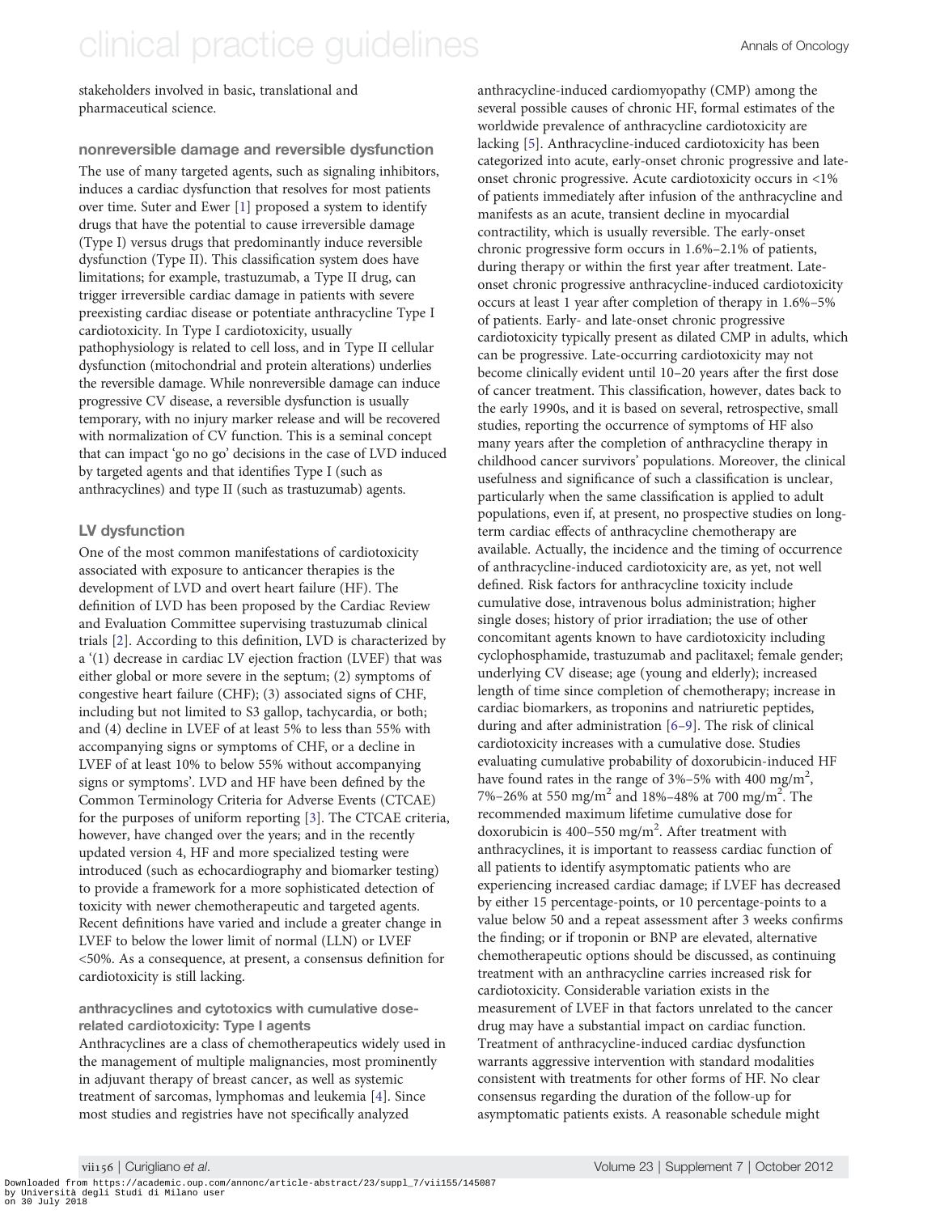stakeholders involved in basic, translational and pharmaceutical science.

### nonreversible damage and reversible dysfunction

The use of many targeted agents, such as signaling inhibitors, induces a cardiac dysfunction that resolves for most patients over time. Suter and Ewer [1] proposed a system to identify drugs that have the potential to cause irreversible damage (Type I) versus drugs that predominantly induce reversible dysfunction (Type II). This classification system does have limitations; for example, trastuzumab, a Type II drug, can trigger irreversible cardiac damage in patients with severe preexisting cardiac disease or potentiate anthracycline Type I cardiotoxicity. In Type I cardiotoxicity, usually pathophysiology is related to cell loss, and in Type II cellular dysfunction (mitochondrial and protein alterations) underlies the reversible damage. While nonreversible damage can induce progressive CV disease, a reversible dysfunction is usually temporary, with no injury marker release and will be recovered with normalization of CV function. This is a seminal concept that can impact 'go no go' decisions in the case of LVD induced by targeted agents and that identifies Type I (such as anthracyclines) and type II (such as trastuzumab) agents.

## LV dysfunction

One of the most common manifestations of cardiotoxicity associated with exposure to anticancer therapies is the development of LVD and overt heart failure (HF). The definition of LVD has been proposed by the Cardiac Review and Evaluation Committee supervising trastuzumab clinical trials [2]. According to this definition, LVD is characterized by a '(1) decrease in cardiac LV ejection fraction (LVEF) that was either global or more severe in the septum; (2) symptoms of congestive heart failure (CHF); (3) associated signs of CHF, including but not limited to S3 gallop, tachycardia, or both; and (4) decline in LVEF of at least 5% to less than 55% with accompanying signs or symptoms of CHF, or a decline in LVEF of at least 10% to below 55% without accompanying signs or symptoms'. LVD and HF have been defined by the Common Terminology Criteria for Adverse Events (CTCAE) for the purposes of uniform reporting [3]. The CTCAE criteria, however, have changed over the years; and in the recently updated version 4, HF and more specialized testing were introduced (such as echocardiography and biomarker testing) to provide a framework for a more sophisticated detection of toxicity with newer chemotherapeutic and targeted agents. Recent definitions have varied and include a greater change in LVEF to below the lower limit of normal (LLN) or LVEF <50%. As a consequence, at present, a consensus definition for cardiotoxicity is still lacking.

### anthracyclines and cytotoxics with cumulative dose-related cardiotoxicity: Type I agents

Anthracyclines are a class of chemotherapeutics widely used in the management of multiple malignancies, most prominently in adjuvant therapy of breast cancer, as well as systemic treatment of sarcomas, lymphomas and leukemia [4]. Since most studies and registries have not specifically analyzed anthracycline-induced cardiomyopathy (CMP) among the several possible causes of chronic HF, formal estimates of the worldwide prevalence of anthracycline cardiotoxicity are lacking [5]. Anthracycline-induced cardiotoxicity has been categorized into acute, early-onset chronic progressive and late-onset chronic progressive. Acute cardiotoxicity occurs in <1% of patients immediately after infusion of the anthracycline and manifests as an acute, transient decline in myocardial contractility, which is usually reversible. The early-onset chronic progressive form occurs in 1.6%–2.1% of patients, during therapy or within the first year after treatment. Late-onset chronic progressive anthracycline-induced cardiotoxicity occurs at least 1 year after completion of therapy in 1.6%–5% of patients. Early- and late-onset chronic progressive cardiotoxicity typically present as dilated CMP in adults, which can be progressive. Late-occurring cardiotoxicity may not become clinically evident until 10–20 years after the first dose of cancer treatment. This classification, however, dates back to the early 1990s, and it is based on several, retrospective, small studies, reporting the occurrence of symptoms of HF also many years after the completion of anthracycline therapy in childhood cancer survivors' populations. Moreover, the clinical usefulness and significance of such a classification is unclear, particularly when the same classification is applied to adult populations, even if, at present, no prospective studies on long-term cardiac effects of anthracycline chemotherapy are available. Actually, the incidence and the timing of occurrence of anthracycline-induced cardiotoxicity are, as yet, not well defined. Risk factors for anthracycline toxicity include cumulative dose, intravenous bolus administration; higher single doses; history of prior irradiation; the use of other concomitant agents known to have cardiotoxicity including cyclophosphamide, trastuzumab and paclitaxel; female gender; underlying CV disease; age (young and elderly); increased length of time since completion of chemotherapy; increase in cardiac biomarkers, as troponins and natriuretic peptides, during and after administration [6–9]. The risk of clinical cardiotoxicity increases with a cumulative dose. Studies evaluating cumulative probability of doxorubicin-induced HF have found rates in the range of 3%–5% with 400 $mg/m^2$, 7%–26% at 550 $mg/m^2$ and 18%–48% at 700 $mg/m^2$. The recommended maximum lifetime cumulative dose for doxorubicin is 400–550 $mg/m^2$. After treatment with anthracyclines, it is important to reassess cardiac function of all patients to identify asymptomatic patients who are experiencing increased cardiac damage; if LVEF has decreased by either 15 percentage-points, or 10 percentage-points to a value below 50 and a repeat assessment after 3 weeks confirms the finding; or if troponin or BNP are elevated, alternative chemotherapeutic options should be discussed, as continuing treatment with an anthracycline carries increased risk for cardiotoxicity. Considerable variation exists in the measurement of LVEF in that factors unrelated to the cancer drug may have a substantial impact on cardiac function. Treatment of anthracycline-induced cardiac dysfunction warrants aggressive intervention with standard modalities consistent with treatments for other forms of HF. No clear consensus regarding the duration of the follow-up for asymptomatic patients exists. A reasonable schedule might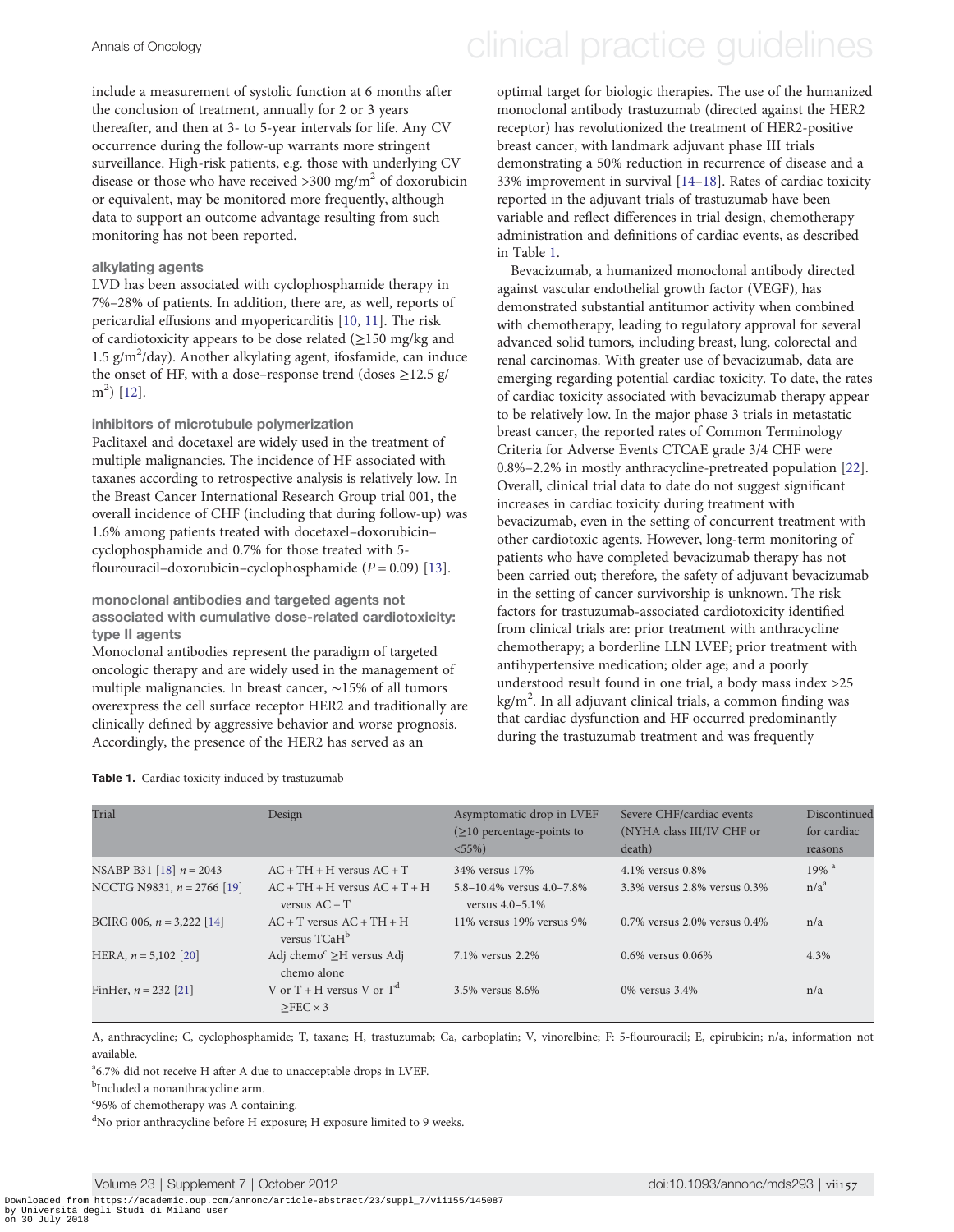include a measurement of systolic function at 6 months after the conclusion of treatment, annually for 2 or 3 years thereafter, and then at 3- to 5-year intervals for life. Any CV occurrence during the follow-up warrants more stringent surveillance. High-risk patients, e.g. those with underlying CV disease or those who have received >300 mg/m$^2$ of doxorubicin or equivalent, may be monitored more frequently, although data to support an outcome advantage resulting from such monitoring has not been reported.

### alkylating agents

LVD has been associated with cyclophosphamide therapy in 7%–28% of patients. In addition, there are, as well, reports of pericardial effusions and myopericarditis [10, 11]. The risk of cardiotoxicity appears to be dose related (≥150 mg/kg and 1.5 g/m$^2$/day). Another alkylating agent, ifosfamide, can induce the onset of HF, with a dose–response trend (doses ≥12.5 g/m$^2$) [12].

### inhibitors of microtubule polymerization

Paclitaxel and docetaxel are widely used in the treatment of multiple malignancies. The incidence of HF associated with taxanes according to retrospective analysis is relatively low. In the Breast Cancer International Research Group trial 001, the overall incidence of CHF (including that during follow-up) was 1.6% among patients treated with docetaxel–doxorubicin–cyclophosphamide and 0.7% for those treated with 5-flourouracil–doxorubicin–cyclophosphamide ($P = 0.09$) [13].

### monoclonal antibodies and targeted agents not associated with cumulative dose-related cardiotoxicity: type II agents

Monoclonal antibodies represent the paradigm of targeted oncologic therapy and are widely used in the management of multiple malignancies. In breast cancer, ∼15% of all tumors overexpress the cell surface receptor HER2 and traditionally are clinically defined by aggressive behavior and worse prognosis. Accordingly, the presence of the HER2 has served as an optimal target for biologic therapies. The use of the humanized monoclonal antibody trastuzumab (directed against the HER2 receptor) has revolutionized the treatment of HER2-positive breast cancer, with landmark adjuvant phase III trials demonstrating a 50% reduction in recurrence of disease and a 33% improvement in survival [14–18]. Rates of cardiac toxicity reported in the adjuvant trials of trastuzumab have been variable and reflect differences in trial design, chemotherapy administration and definitions of cardiac events, as described in Table 1.

Bevacizumab, a humanized monoclonal antibody directed against vascular endothelial growth factor (VEGF), has demonstrated substantial antitumor activity when combined with chemotherapy, leading to regulatory approval for several advanced solid tumors, including breast, lung, colorectal and renal carcinomas. With greater use of bevacizumab, data are emerging regarding potential cardiac toxicity. To date, the rates of cardiac toxicity associated with bevacizumab therapy appear to be relatively low. In the major phase 3 trials in metastatic breast cancer, the reported rates of Common Terminology Criteria for Adverse Events CTCAE grade 3/4 CHF were 0.8%–2.2% in mostly anthracycline-pretreated population [22]. Overall, clinical trial data to date do not suggest significant increases in cardiac toxicity during treatment with bevacizumab, even in the setting of concurrent treatment with other cardiotoxic agents. However, long-term monitoring of patients who have completed bevacizumab therapy has not been carried out; therefore, the safety of adjuvant bevacizumab in the setting of cancer survivorship is unknown. The risk factors for trastuzumab-associated cardiotoxicity identified from clinical trials are: prior treatment with anthracycline chemotherapy; a borderline LLN LVEF; prior treatment with antihypertensive medication; older age; and a poorly understood result found in one trial, a body mass index >25 kg/m$^2$. In all adjuvant clinical trials, a common finding was that cardiac dysfunction and HF occurred predominantly during the trastuzumab treatment and was frequently

**Table 1.** Cardiac toxicity induced by trastuzumab

| Trial | Design | Asymptomatic drop in LVEF (≥10 percentage-points to <55%) | Severe CHF/cardiac events (NYHA class III/IV CHF or death) | Discontinued for cardiac reasons |
|---|---|---|---|---|
| NSABP B31 [18] $n = 2043$ | AC + TH + H versus AC + T | 34% versus 17% | 4.1% versus 0.8% | 19% [a] |
| NCCTG N9831, $n = 2766$ [19] | AC + TH + H versus AC + T + H versus AC + T | 5.8–10.4% versus 4.0–7.8% versus 4.0–5.1% | 3.3% versus 2.8% versus 0.3% | n/a[a] |
| BCIRG 006, $n = 3{,}222$ [14] | AC + T versus AC + TH + H versus TCaH[b] | 11% versus 19% versus 9% | 0.7% versus 2.0% versus 0.4% | n/a |
| HERA, $n = 5{,}102$ [20] | Adj chemo[c] ≥H versus Adj chemo alone | 7.1% versus 2.2% | 0.6% versus 0.06% | 4.3% |
| FinHer, $n = 232$ [21] | V or T + H versus V or T[d] ≥FEC × 3 | 3.5% versus 8.6% | 0% versus 3.4% | n/a |

A, anthracycline; C, cyclophosphamide; T, taxane; H, trastuzumab; Ca, carboplatin; V, vinorelbine; F: 5-flourouracil; E, epirubicin; n/a, information not available.

[a]6.7% did not receive H after A due to unacceptable drops in LVEF.

[b]Included a nonanthracycline arm.

[c]96% of chemotherapy was A containing.

[d]No prior anthracycline before H exposure; H exposure limited to 9 weeks.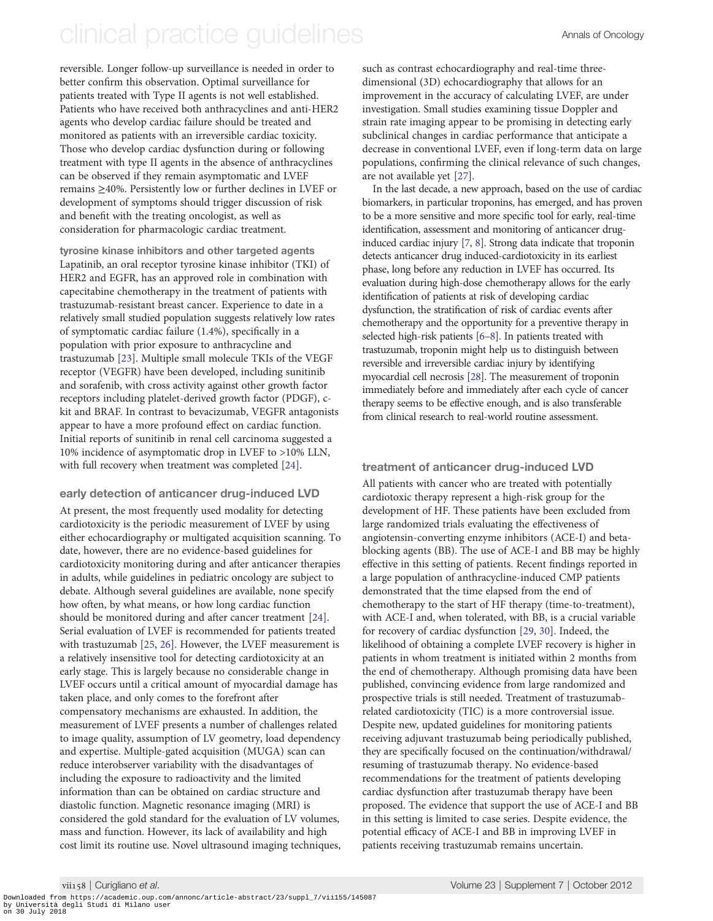reversible. Longer follow-up surveillance is needed in order to better confirm this observation. Optimal surveillance for patients treated with Type II agents is not well established. Patients who have received both anthracyclines and anti-HER2 agents who develop cardiac failure should be treated and monitored as patients with an irreversible cardiac toxicity. Those who develop cardiac dysfunction during or following treatment with type II agents in the absence of anthracyclines can be observed if they remain asymptomatic and LVEF remains ≥40%. Persistently low or further declines in LVEF or development of symptoms should trigger discussion of risk and benefit with the treating oncologist, as well as consideration for pharmacologic cardiac treatment.

### tyrosine kinase inhibitors and other targeted agents

Lapatinib, an oral receptor tyrosine kinase inhibitor (TKI) of HER2 and EGFR, has an approved role in combination with capecitabine chemotherapy in the treatment of patients with trastuzumab-resistant breast cancer. Experience to date in a relatively small studied population suggests relatively low rates of symptomatic cardiac failure (1.4%), specifically in a population with prior exposure to anthracycline and trastuzumab [23]. Multiple small molecule TKIs of the VEGF receptor (VEGFR) have been developed, including sunitinib and sorafenib, with cross activity against other growth factor receptors including platelet-derived growth factor (PDGF), c-kit and BRAF. In contrast to bevacizumab, VEGFR antagonists appear to have a more profound effect on cardiac function. Initial reports of sunitinib in renal cell carcinoma suggested a 10% incidence of asymptomatic drop in LVEF to >10% LLN, with full recovery when treatment was completed [24].

## early detection of anticancer drug-induced LVD

At present, the most frequently used modality for detecting cardiotoxicity is the periodic measurement of LVEF by using either echocardiography or multigated acquisition scanning. To date, however, there are no evidence-based guidelines for cardiotoxicity monitoring during and after anticancer therapies in adults, while guidelines in pediatric oncology are subject to debate. Although several guidelines are available, none specify how often, by what means, or how long cardiac function should be monitored during and after cancer treatment [24]. Serial evaluation of LVEF is recommended for patients treated with trastuzumab [25, 26]. However, the LVEF measurement is a relatively insensitive tool for detecting cardiotoxicity at an early stage. This is largely because no considerable change in LVEF occurs until a critical amount of myocardial damage has taken place, and only comes to the forefront after compensatory mechanisms are exhausted. In addition, the measurement of LVEF presents a number of challenges related to image quality, assumption of LV geometry, load dependency and expertise. Multiple-gated acquisition (MUGA) scan can reduce interobserver variability with the disadvantages of including the exposure to radioactivity and the limited information than can be obtained on cardiac structure and diastolic function. Magnetic resonance imaging (MRI) is considered the gold standard for the evaluation of LV volumes, mass and function. However, its lack of availability and high cost limit its routine use. Novel ultrasound imaging techniques, such as contrast echocardiography and real-time three-dimensional (3D) echocardiography that allows for an improvement in the accuracy of calculating LVEF, are under investigation. Small studies examining tissue Doppler and strain rate imaging appear to be promising in detecting early subclinical changes in cardiac performance that anticipate a decrease in conventional LVEF, even if long-term data on large populations, confirming the clinical relevance of such changes, are not available yet [27].

In the last decade, a new approach, based on the use of cardiac biomarkers, in particular troponins, has emerged, and has proven to be a more sensitive and more specific tool for early, real-time identification, assessment and monitoring of anticancer drug-induced cardiac injury [7, 8]. Strong data indicate that troponin detects anticancer drug induced-cardiotoxicity in its earliest phase, long before any reduction in LVEF has occurred. Its evaluation during high-dose chemotherapy allows for the early identification of patients at risk of developing cardiac dysfunction, the stratification of risk of cardiac events after chemotherapy and the opportunity for a preventive therapy in selected high-risk patients [6–8]. In patients treated with trastuzumab, troponin might help us to distinguish between reversible and irreversible cardiac injury by identifying myocardial cell necrosis [28]. The measurement of troponin immediately before and immediately after each cycle of cancer therapy seems to be effective enough, and is also transferable from clinical research to real-world routine assessment.

## treatment of anticancer drug-induced LVD

All patients with cancer who are treated with potentially cardiotoxic therapy represent a high-risk group for the development of HF. These patients have been excluded from large randomized trials evaluating the effectiveness of angiotensin-converting enzyme inhibitors (ACE-I) and beta-blocking agents (BB). The use of ACE-I and BB may be highly effective in this setting of patients. Recent findings reported in a large population of anthracycline-induced CMP patients demonstrated that the time elapsed from the end of chemotherapy to the start of HF therapy (time-to-treatment), with ACE-I and, when tolerated, with BB, is a crucial variable for recovery of cardiac dysfunction [29, 30]. Indeed, the likelihood of obtaining a complete LVEF recovery is higher in patients in whom treatment is initiated within 2 months from the end of chemotherapy. Although promising data have been published, convincing evidence from large randomized and prospective trials is still needed. Treatment of trastuzumab-related cardiotoxicity (TIC) is a more controversial issue. Despite new, updated guidelines for monitoring patients receiving adjuvant trastuzumab being periodically published, they are specifically focused on the continuation/withdrawal/resuming of trastuzumab therapy. No evidence-based recommendations for the treatment of patients developing cardiac dysfunction after trastuzumab therapy have been proposed. The evidence that support the use of ACE-I and BB in this setting is limited to case series. Despite evidence, the potential efficacy of ACE-I and BB in improving LVEF in patients receiving trastuzumab remains uncertain.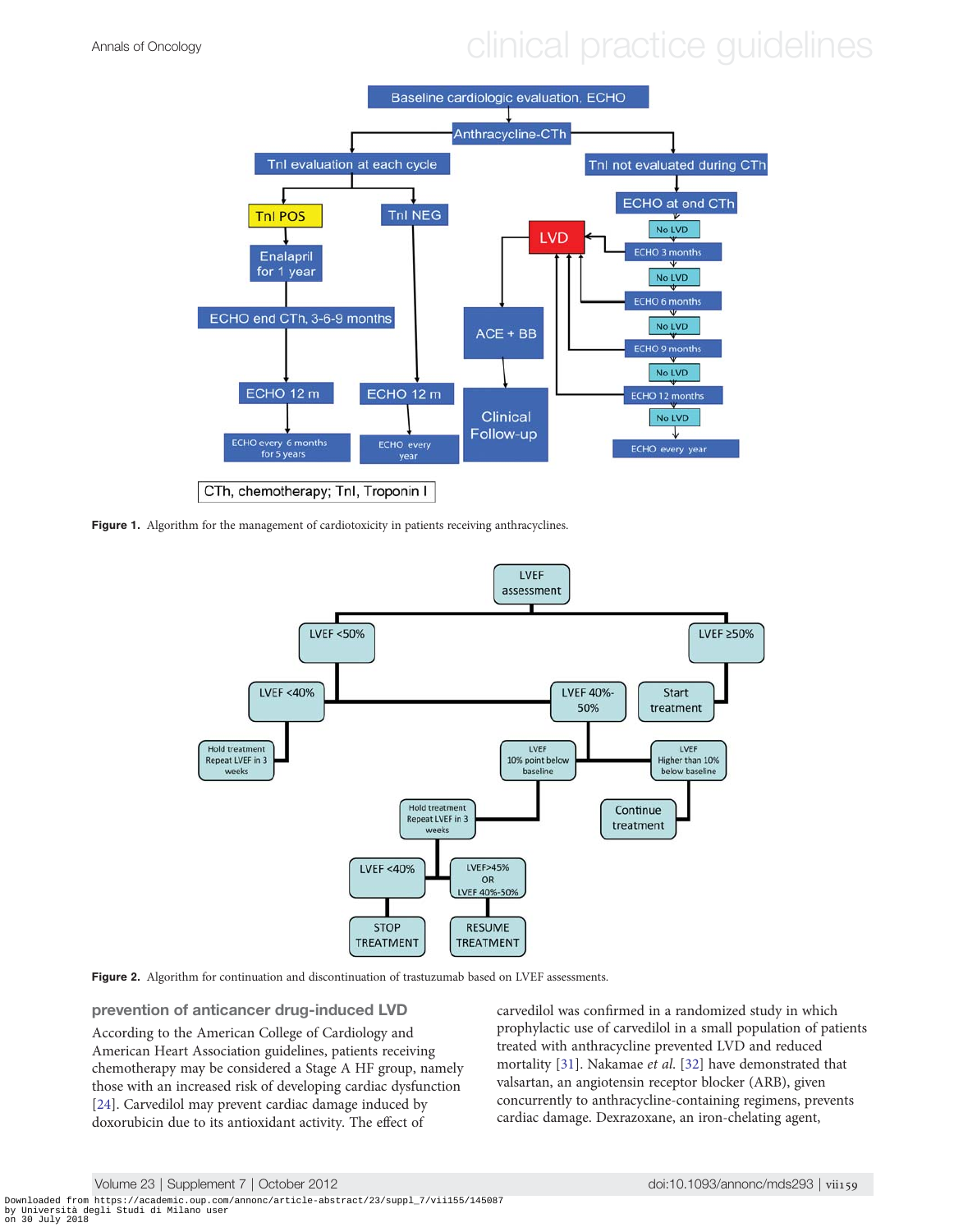Figure 1. Algorithm for the management of cardiotoxicity in patients receiving anthracyclines.

Figure 2. Algorithm for continuation and discontinuation of trastuzumab based on LVEF assessments.

## prevention of anticancer drug-induced LVD

According to the American College of Cardiology and American Heart Association guidelines, patients receiving chemotherapy may be considered a Stage A HF group, namely those with an increased risk of developing cardiac dysfunction [24]. Carvedilol may prevent cardiac damage induced by doxorubicin due to its antioxidant activity. The effect of carvedilol was confirmed in a randomized study in which prophylactic use of carvedilol in a small population of patients treated with anthracycline prevented LVD and reduced mortality [31]. Nakamae *et al.* [32] have demonstrated that valsartan, an angiotensin receptor blocker (ARB), given concurrently to anthracycline-containing regimens, prevents cardiac damage. Dexrazoxane, an iron-chelating agent,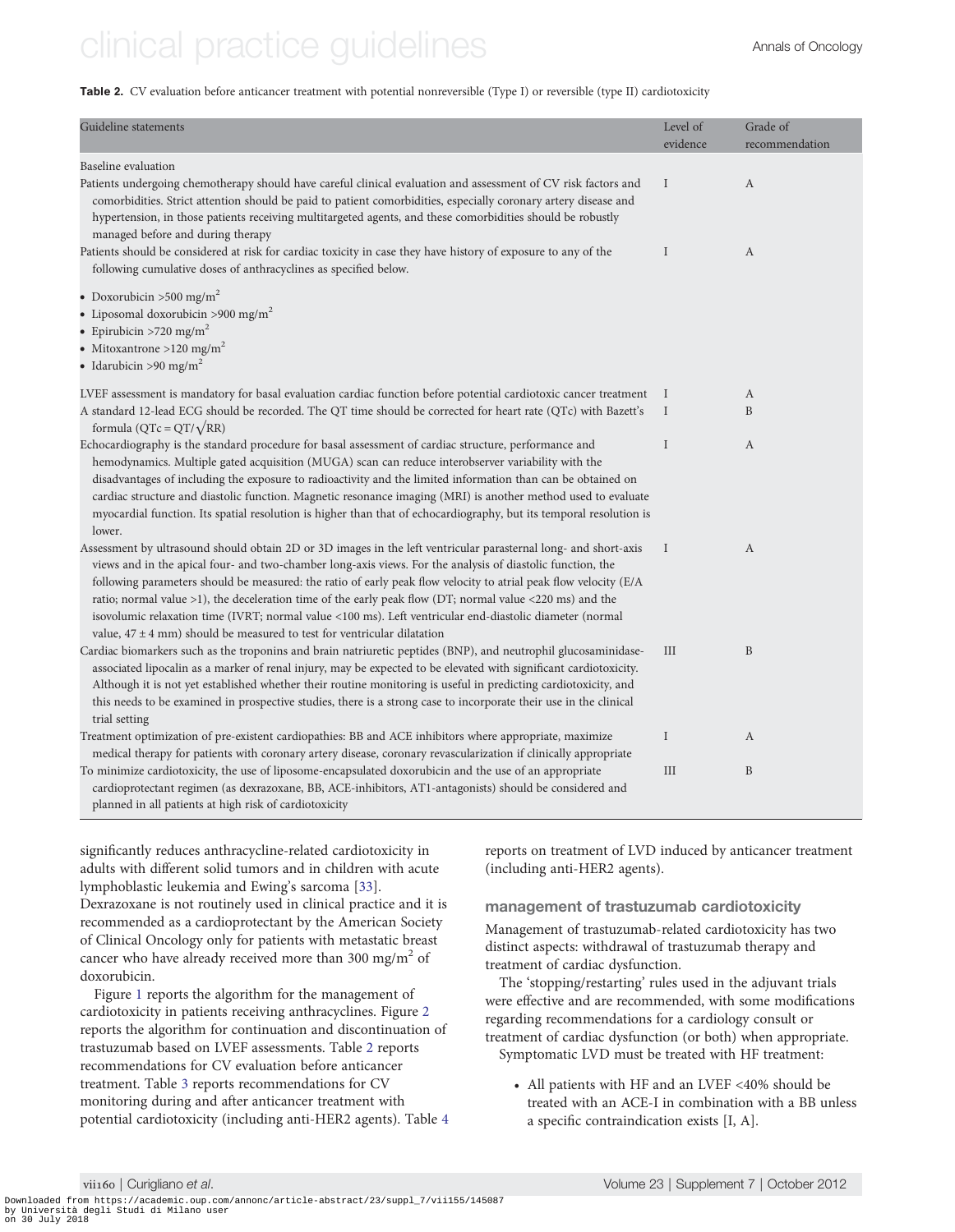**Table 2.** CV evaluation before anticancer treatment with potential nonreversible (Type I) or reversible (type II) cardiotoxicity

| Guideline statements | Level of evidence | Grade of recommendation |
|---|---|---|
| Baseline evaluation | | |
| Patients undergoing chemotherapy should have careful clinical evaluation and assessment of CV risk factors and comorbidities. Strict attention should be paid to patient comorbidities, especially coronary artery disease and hypertension, in those patients receiving multitargeted agents, and these comorbidities should be robustly managed before and during therapy | I | A |
| Patients should be considered at risk for cardiac toxicity in case they have history of exposure to any of the following cumulative doses of anthracyclines as specified below. • Doxorubicin >500 mg/m$^2$ • Liposomal doxorubicin >900 mg/m$^2$ • Epirubicin >720 mg/m$^2$ • Mitoxantrone >120 mg/m$^2$ • Idarubicin >90 mg/m$^2$ | I | A |
| LVEF assessment is mandatory for basal evaluation cardiac function before potential cardiotoxic cancer treatment | I | A |
| A standard 12-lead ECG should be recorded. The QT time should be corrected for heart rate (QTc) with Bazett's formula ($QTc = QT/\sqrt{RR}$) | I | B |
| Echocardiography is the standard procedure for basal assessment of cardiac structure, performance and hemodynamics. Multiple gated acquisition (MUGA) scan can reduce interobserver variability with the disadvantages of including the exposure to radioactivity and the limited information than can be obtained on cardiac structure and diastolic function. Magnetic resonance imaging (MRI) is another method used to evaluate myocardial function. Its spatial resolution is higher than that of echocardiography, but its temporal resolution is lower. | I | A |
| Assessment by ultrasound should obtain 2D or 3D images in the left ventricular parasternal long- and short-axis views and in the apical four- and two-chamber long-axis views. For the analysis of diastolic function, the following parameters should be measured: the ratio of early peak flow velocity to atrial peak flow velocity (E/A ratio; normal value >1), the deceleration time of the early peak flow (DT; normal value <220 ms) and the isovolumic relaxation time (IVRT; normal value <100 ms). Left ventricular end-diastolic diameter (normal value, 47 ± 4 mm) should be measured to test for ventricular dilatation | I | A |
| Cardiac biomarkers such as the troponins and brain natriuretic peptides (BNP), and neutrophil glucosaminidase-associated lipocalin as a marker of renal injury, may be expected to be elevated with significant cardiotoxicity. Although it is not yet established whether their routine monitoring is useful in predicting cardiotoxicity, and this needs to be examined in prospective studies, there is a strong case to incorporate their use in the clinical trial setting | III | B |
| Treatment optimization of pre-existent cardiopathies: BB and ACE inhibitors where appropriate, maximize medical therapy for patients with coronary artery disease, coronary revascularization if clinically appropriate | I | A |
| To minimize cardiotoxicity, the use of liposome-encapsulated doxorubicin and the use of an appropriate cardioprotectant regimen (as dexrazoxane, BB, ACE-inhibitors, AT1-antagonists) should be considered and planned in all patients at high risk of cardiotoxicity | III | B |

significantly reduces anthracycline-related cardiotoxicity in adults with different solid tumors and in children with acute lymphoblastic leukemia and Ewing's sarcoma [33]. Dexrazoxane is not routinely used in clinical practice and it is recommended as a cardioprotectant by the American Society of Clinical Oncology only for patients with metastatic breast cancer who have already received more than 300 mg/m$^2$ of doxorubicin.

Figure 1 reports the algorithm for the management of cardiotoxicity in patients receiving anthracyclines. Figure 2 reports the algorithm for continuation and discontinuation of trastuzumab based on LVEF assessments. Table 2 reports recommendations for CV evaluation before anticancer treatment. Table 3 reports recommendations for CV monitoring during and after anticancer treatment with potential cardiotoxicity (including anti-HER2 agents). Table 4 reports on treatment of LVD induced by anticancer treatment (including anti-HER2 agents).

## management of trastuzumab cardiotoxicity

Management of trastuzumab-related cardiotoxicity has two distinct aspects: withdrawal of trastuzumab therapy and treatment of cardiac dysfunction.

The 'stopping/restarting' rules used in the adjuvant trials were effective and are recommended, with some modifications regarding recommendations for a cardiology consult or treatment of cardiac dysfunction (or both) when appropriate.

Symptomatic LVD must be treated with HF treatment:

- All patients with HF and an LVEF <40% should be treated with an ACE-I in combination with a BB unless a specific contraindication exists [I, A].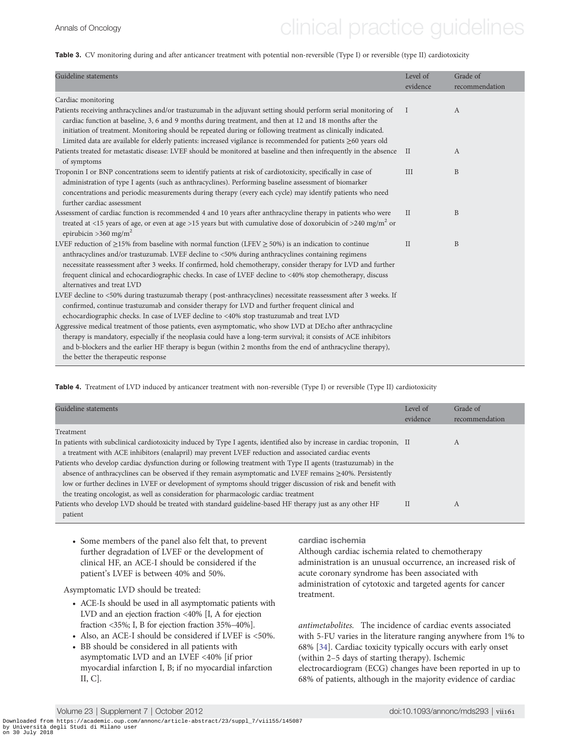**Table 3.** CV monitoring during and after anticancer treatment with potential non-reversible (Type I) or reversible (type II) cardiotoxicity

| Guideline statements | Level of evidence | Grade of recommendation |
|---|---|---|
| Cardiac monitoring | | |
| Patients receiving anthracyclines and/or trastuzumab in the adjuvant setting should perform serial monitoring of cardiac function at baseline, 3, 6 and 9 months during treatment, and then at 12 and 18 months after the initiation of treatment. Monitoring should be repeated during or following treatment as clinically indicated. Limited data are available for elderly patients: increased vigilance is recommended for patients ≥60 years old | I | A |
| Patients treated for metastatic disease: LVEF should be monitored at baseline and then infrequently in the absence of symptoms | II | A |
| Troponin I or BNP concentrations seem to identify patients at risk of cardiotoxicity, specifically in case of administration of type I agents (such as anthracyclines). Performing baseline assessment of biomarker concentrations and periodic measurements during therapy (every each cycle) may identify patients who need further cardiac assessment | III | B |
| Assessment of cardiac function is recommended 4 and 10 years after anthracycline therapy in patients who were treated at <15 years of age, or even at age >15 years but with cumulative dose of doxorubicin of >240 mg/m$^2$ or epirubicin >360 mg/m$^2$ | II | B |
| LVEF reduction of ≥15% from baseline with normal function (LFEV ≥ 50%) is an indication to continue anthracyclines and/or trastuzumab. LVEF decline to <50% during anthracyclines containing regimens necessitate reassessment after 3 weeks. If confirmed, hold chemotherapy, consider therapy for LVD and further frequent clinical and echocardiographic checks. In case of LVEF decline to <40% stop chemotherapy, discuss alternatives and treat LVD | II | B |
| LVEF decline to <50% during trastuzumab therapy (post-anthracyclines) necessitate reassessment after 3 weeks. If confirmed, continue trastuzumab and consider therapy for LVD and further frequent clinical and echocardiographic checks. In case of LVEF decline to <40% stop trastuzumab and treat LVD | | |
| Aggressive medical treatment of those patients, even asymptomatic, who show LVD at DEcho after anthracycline therapy is mandatory, especially if the neoplasia could have a long-term survival; it consists of ACE inhibitors and b-blockers and the earlier HF therapy is begun (within 2 months from the end of anthracycline therapy), the better the therapeutic response | | |

**Table 4.** Treatment of LVD induced by anticancer treatment with non-reversible (Type I) or reversible (Type II) cardiotoxicity

| Guideline statements | Level of evidence | Grade of recommendation |
|---|---|---|
| Treatment | | |
| In patients with subclinical cardiotoxicity induced by Type I agents, identified also by increase in cardiac troponin, a treatment with ACE inhibitors (enalapril) may prevent LVEF reduction and associated cardiac events | II | A |
| Patients who develop cardiac dysfunction during or following treatment with Type II agents (trastuzumab) in the absence of anthracyclines can be observed if they remain asymptomatic and LVEF remains ≥40%. Persistently low or further declines in LVEF or development of symptoms should trigger discussion of risk and benefit with the treating oncologist, as well as consideration for pharmacologic cardiac treatment | | |
| Patients who develop LVD should be treated with standard guideline-based HF therapy just as any other HF patient | II | A |

- Some members of the panel also felt that, to prevent further degradation of LVEF or the development of clinical HF, an ACE-I should be considered if the patient's LVEF is between 40% and 50%.

Asymptomatic LVD should be treated:

- ACE-Is should be used in all asymptomatic patients with LVD and an ejection fraction <40% [I, A for ejection fraction <35%; I, B for ejection fraction 35%–40%].
- Also, an ACE-I should be considered if LVEF is <50%.
- BB should be considered in all patients with asymptomatic LVD and an LVEF <40% [if prior myocardial infarction I, B; if no myocardial infarction II, C].

### cardiac ischemia

Although cardiac ischemia related to chemotherapy administration is an unusual occurrence, an increased risk of acute coronary syndrome has been associated with administration of cytotoxic and targeted agents for cancer treatment.

*antimetabolites.* The incidence of cardiac events associated with 5-FU varies in the literature ranging anywhere from 1% to 68% [34]. Cardiac toxicity typically occurs with early onset (within 2–5 days of starting therapy). Ischemic electrocardiogram (ECG) changes have been reported in up to 68% of patients, although in the majority evidence of cardiac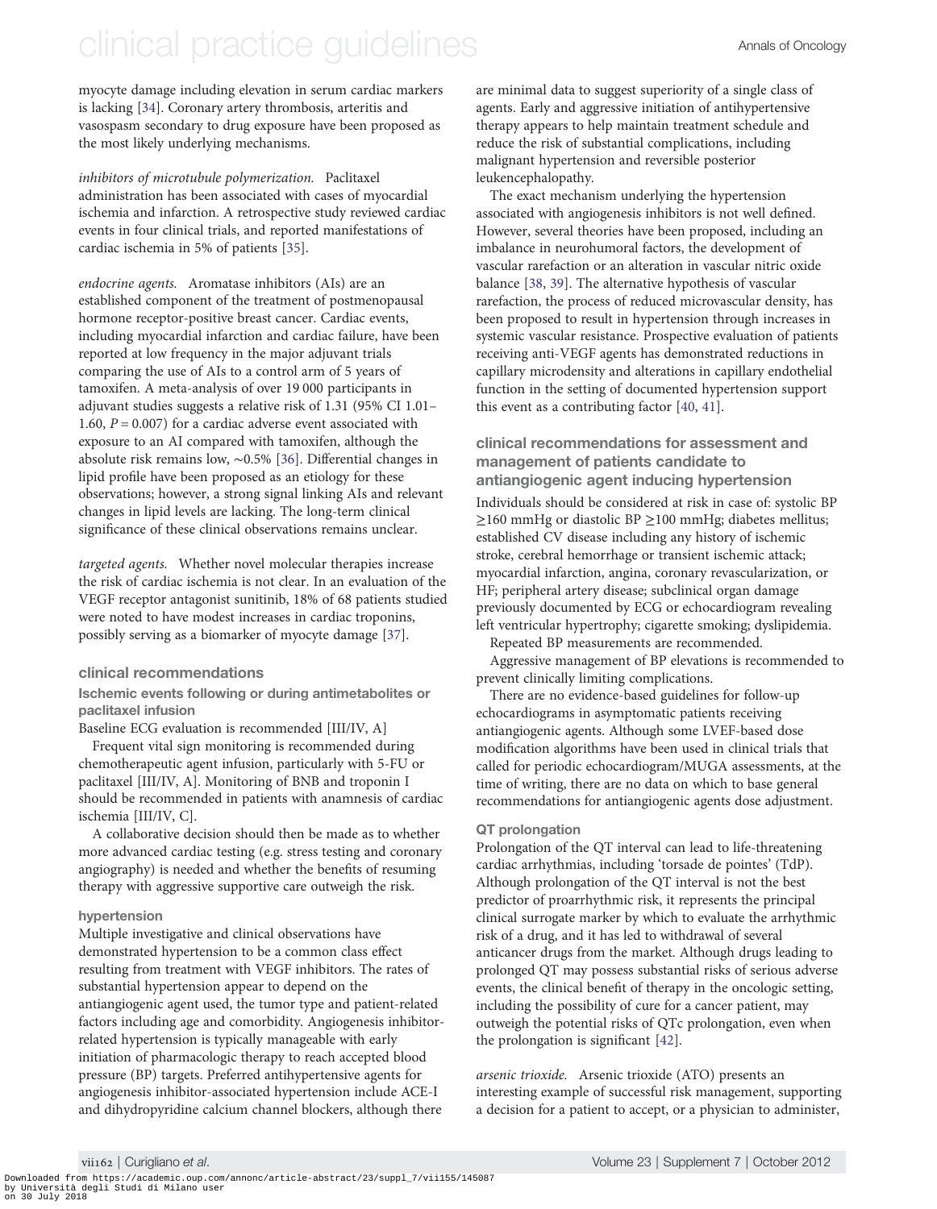myocyte damage including elevation in serum cardiac markers is lacking [34]. Coronary artery thrombosis, arteritis and vasospasm secondary to drug exposure have been proposed as the most likely underlying mechanisms.

*inhibitors of microtubule polymerization.* Paclitaxel administration has been associated with cases of myocardial ischemia and infarction. A retrospective study reviewed cardiac events in four clinical trials, and reported manifestations of cardiac ischemia in 5% of patients [35].

*endocrine agents.* Aromatase inhibitors (AIs) are an established component of the treatment of postmenopausal hormone receptor-positive breast cancer. Cardiac events, including myocardial infarction and cardiac failure, have been reported at low frequency in the major adjuvant trials comparing the use of AIs to a control arm of 5 years of tamoxifen. A meta-analysis of over 19 000 participants in adjuvant studies suggests a relative risk of 1.31 (95% CI 1.01–1.60, $P = 0.007$) for a cardiac adverse event associated with exposure to an AI compared with tamoxifen, although the absolute risk remains low, ∼0.5% [36]. Differential changes in lipid profile have been proposed as an etiology for these observations; however, a strong signal linking AIs and relevant changes in lipid levels are lacking. The long-term clinical significance of these clinical observations remains unclear.

*targeted agents.* Whether novel molecular therapies increase the risk of cardiac ischemia is not clear. In an evaluation of the VEGF receptor antagonist sunitinib, 18% of 68 patients studied were noted to have modest increases in cardiac troponins, possibly serving as a biomarker of myocyte damage [37].

### clinical recommendations

#### Ischemic events following or during antimetabolites or paclitaxel infusion

Baseline ECG evaluation is recommended [III/IV, A]

Frequent vital sign monitoring is recommended during chemotherapeutic agent infusion, particularly with 5-FU or paclitaxel [III/IV, A]. Monitoring of BNB and troponin I should be recommended in patients with anamnesis of cardiac ischemia [III/IV, C].

A collaborative decision should then be made as to whether more advanced cardiac testing (e.g. stress testing and coronary angiography) is needed and whether the benefits of resuming therapy with aggressive supportive care outweigh the risk.

#### hypertension

Multiple investigative and clinical observations have demonstrated hypertension to be a common class effect resulting from treatment with VEGF inhibitors. The rates of substantial hypertension appear to depend on the antiangiogenic agent used, the tumor type and patient-related factors including age and comorbidity. Angiogenesis inhibitor-related hypertension is typically manageable with early initiation of pharmacologic therapy to reach accepted blood pressure (BP) targets. Preferred antihypertensive agents for angiogenesis inhibitor-associated hypertension include ACE-I and dihydropyridine calcium channel blockers, although there are minimal data to suggest superiority of a single class of agents. Early and aggressive initiation of antihypertensive therapy appears to help maintain treatment schedule and reduce the risk of substantial complications, including malignant hypertension and reversible posterior leukencephalopathy.

The exact mechanism underlying the hypertension associated with angiogenesis inhibitors is not well defined. However, several theories have been proposed, including an imbalance in neurohumoral factors, the development of vascular rarefaction or an alteration in vascular nitric oxide balance [38, 39]. The alternative hypothesis of vascular rarefaction, the process of reduced microvascular density, has been proposed to result in hypertension through increases in systemic vascular resistance. Prospective evaluation of patients receiving anti-VEGF agents has demonstrated reductions in capillary microdensity and alterations in capillary endothelial function in the setting of documented hypertension support this event as a contributing factor [40, 41].

### clinical recommendations for assessment and management of patients candidate to antiangiogenic agent inducing hypertension

Individuals should be considered at risk in case of: systolic BP ≥160 mmHg or diastolic BP ≥100 mmHg; diabetes mellitus; established CV disease including any history of ischemic stroke, cerebral hemorrhage or transient ischemic attack; myocardial infarction, angina, coronary revascularization, or HF; peripheral artery disease; subclinical organ damage previously documented by ECG or echocardiogram revealing left ventricular hypertrophy; cigarette smoking; dyslipidemia.

Repeated BP measurements are recommended.

Aggressive management of BP elevations is recommended to prevent clinically limiting complications.

There are no evidence-based guidelines for follow-up echocardiograms in asymptomatic patients receiving antiangiogenic agents. Although some LVEF-based dose modification algorithms have been used in clinical trials that called for periodic echocardiogram/MUGA assessments, at the time of writing, there are no data on which to base general recommendations for antiangiogenic agents dose adjustment.

#### QT prolongation

Prolongation of the QT interval can lead to life-threatening cardiac arrhythmias, including 'torsade de pointes' (TdP). Although prolongation of the QT interval is not the best predictor of proarrhythmic risk, it represents the principal clinical surrogate marker by which to evaluate the arrhythmic risk of a drug, and it has led to withdrawal of several anticancer drugs from the market. Although drugs leading to prolonged QT may possess substantial risks of serious adverse events, the clinical benefit of therapy in the oncologic setting, including the possibility of cure for a cancer patient, may outweigh the potential risks of QTc prolongation, even when the prolongation is significant [42].

*arsenic trioxide.* Arsenic trioxide (ATO) presents an interesting example of successful risk management, supporting a decision for a patient to accept, or a physician to administer,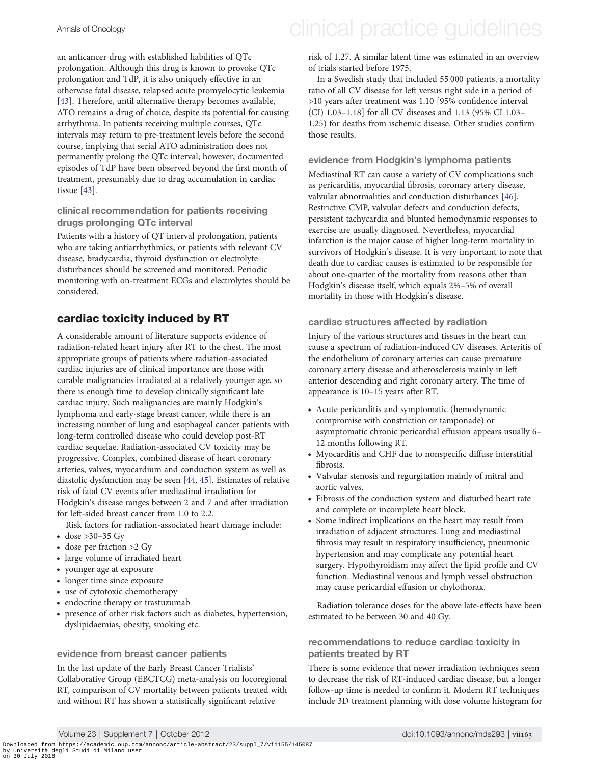an anticancer drug with established liabilities of QTc prolongation. Although this drug is known to provoke QTc prolongation and TdP, it is also uniquely effective in an otherwise fatal disease, relapsed acute promyelocytic leukemia [43]. Therefore, until alternative therapy becomes available, ATO remains a drug of choice, despite its potential for causing arrhythmia. In patients receiving multiple courses, QTc intervals may return to pre-treatment levels before the second course, implying that serial ATO administration does not permanently prolong the QTc interval; however, documented episodes of TdP have been observed beyond the first month of treatment, presumably due to drug accumulation in cardiac tissue [43].

### clinical recommendation for patients receiving drugs prolonging QTc interval

Patients with a history of QT interval prolongation, patients who are taking antiarrhythmics, or patients with relevant CV disease, bradycardia, thyroid dysfunction or electrolyte disturbances should be screened and monitored. Periodic monitoring with on-treatment ECGs and electrolytes should be considered.

## cardiac toxicity induced by RT

A considerable amount of literature supports evidence of radiation-related heart injury after RT to the chest. The most appropriate groups of patients where radiation-associated cardiac injuries are of clinical importance are those with curable malignancies irradiated at a relatively younger age, so there is enough time to develop clinically significant late cardiac injury. Such malignancies are mainly Hodgkin's lymphoma and early-stage breast cancer, while there is an increasing number of lung and esophageal cancer patients with long-term controlled disease who could develop post-RT cardiac sequelae. Radiation-associated CV toxicity may be progressive. Complex, combined disease of heart coronary arteries, valves, myocardium and conduction system as well as diastolic dysfunction may be seen [44, 45]. Estimates of relative risk of fatal CV events after mediastinal irradiation for Hodgkin's disease ranges between 2 and 7 and after irradiation for left-sided breast cancer from 1.0 to 2.2.

Risk factors for radiation-associated heart damage include:

- dose >30–35 Gy
- dose per fraction >2 Gy
- large volume of irradiated heart
- younger age at exposure
- longer time since exposure
- use of cytotoxic chemotherapy
- endocrine therapy or trastuzumab
- presence of other risk factors such as diabetes, hypertension, dyslipidaemias, obesity, smoking etc.

### evidence from breast cancer patients

In the last update of the Early Breast Cancer Trialists' Collaborative Group (EBCTCG) meta-analysis on locoregional RT, comparison of CV mortality between patients treated with and without RT has shown a statistically significant relative risk of 1.27. A similar latent time was estimated in an overview of trials started before 1975.

In a Swedish study that included 55 000 patients, a mortality ratio of all CV disease for left versus right side in a period of >10 years after treatment was 1.10 [95% confidence interval (CI) 1.03–1.18] for all CV diseases and 1.13 (95% CI 1.03–1.25) for deaths from ischemic disease. Other studies confirm those results.

### evidence from Hodgkin's lymphoma patients

Mediastinal RT can cause a variety of CV complications such as pericarditis, myocardial fibrosis, coronary artery disease, valvular abnormalities and conduction disturbances [46]. Restrictive CMP, valvular defects and conduction defects, persistent tachycardia and blunted hemodynamic responses to exercise are usually diagnosed. Nevertheless, myocardial infarction is the major cause of higher long-term mortality in survivors of Hodgkin's disease. It is very important to note that death due to cardiac causes is estimated to be responsible for about one-quarter of the mortality from reasons other than Hodgkin's disease itself, which equals 2%–5% of overall mortality in those with Hodgkin's disease.

### cardiac structures affected by radiation

Injury of the various structures and tissues in the heart can cause a spectrum of radiation-induced CV diseases. Arteritis of the endothelium of coronary arteries can cause premature coronary artery disease and atherosclerosis mainly in left anterior descending and right coronary artery. The time of appearance is 10–15 years after RT.

- Acute pericarditis and symptomatic (hemodynamic compromise with constriction or tamponade) or asymptomatic chronic pericardial effusion appears usually 6–12 months following RT.
- Myocarditis and CHF due to nonspecific diffuse interstitial fibrosis.
- Valvular stenosis and regurgitation mainly of mitral and aortic valves.
- Fibrosis of the conduction system and disturbed heart rate and complete or incomplete heart block.
- Some indirect implications on the heart may result from irradiation of adjacent structures. Lung and mediastinal fibrosis may result in respiratory insufficiency, pneumonic hypertension and may complicate any potential heart surgery. Hypothyroidism may affect the lipid profile and CV function. Mediastinal venous and lymph vessel obstruction may cause pericardial effusion or chylothorax.

Radiation tolerance doses for the above late-effects have been estimated to be between 30 and 40 Gy.

### recommendations to reduce cardiac toxicity in patients treated by RT

There is some evidence that newer irradiation techniques seem to decrease the risk of RT-induced cardiac disease, but a longer follow-up time is needed to confirm it. Modern RT techniques include 3D treatment planning with dose volume histogram for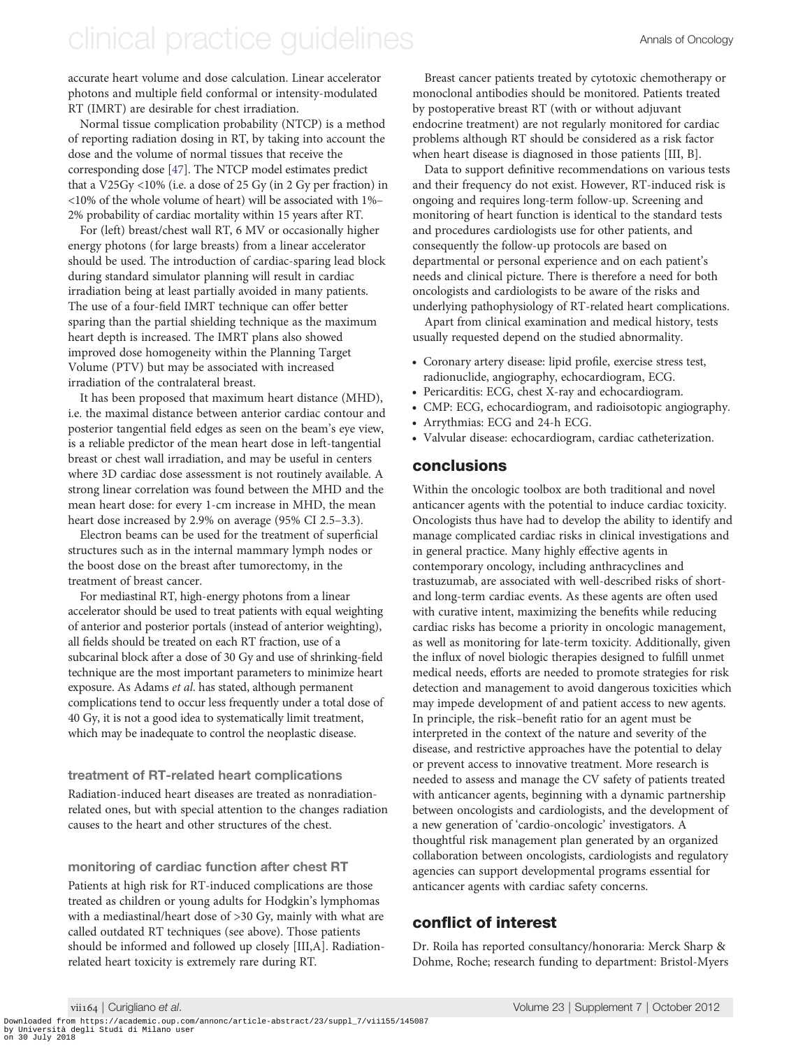accurate heart volume and dose calculation. Linear accelerator photons and multiple field conformal or intensity-modulated RT (IMRT) are desirable for chest irradiation.

Normal tissue complication probability (NTCP) is a method of reporting radiation dosing in RT, by taking into account the dose and the volume of normal tissues that receive the corresponding dose [47]. The NTCP model estimates predict that a V25Gy <10% (i.e. a dose of 25 Gy (in 2 Gy per fraction) in <10% of the whole volume of heart) will be associated with 1%–2% probability of cardiac mortality within 15 years after RT.

For (left) breast/chest wall RT, 6 MV or occasionally higher energy photons (for large breasts) from a linear accelerator should be used. The introduction of cardiac-sparing lead block during standard simulator planning will result in cardiac irradiation being at least partially avoided in many patients. The use of a four-field IMRT technique can offer better sparing than the partial shielding technique as the maximum heart depth is increased. The IMRT plans also showed improved dose homogeneity within the Planning Target Volume (PTV) but may be associated with increased irradiation of the contralateral breast.

It has been proposed that maximum heart distance (MHD), i.e. the maximal distance between anterior cardiac contour and posterior tangential field edges as seen on the beam's eye view, is a reliable predictor of the mean heart dose in left-tangential breast or chest wall irradiation, and may be useful in centers where 3D cardiac dose assessment is not routinely available. A strong linear correlation was found between the MHD and the mean heart dose: for every 1-cm increase in MHD, the mean heart dose increased by 2.9% on average (95% CI 2.5–3.3).

Electron beams can be used for the treatment of superficial structures such as in the internal mammary lymph nodes or the boost dose on the breast after tumorectomy, in the treatment of breast cancer.

For mediastinal RT, high-energy photons from a linear accelerator should be used to treat patients with equal weighting of anterior and posterior portals (instead of anterior weighting), all fields should be treated on each RT fraction, use of a subcarinal block after a dose of 30 Gy and use of shrinking-field technique are the most important parameters to minimize heart exposure. As Adams *et al.* has stated, although permanent complications tend to occur less frequently under a total dose of 40 Gy, it is not a good idea to systematically limit treatment, which may be inadequate to control the neoplastic disease.

### treatment of RT-related heart complications

Radiation-induced heart diseases are treated as nonradiation-related ones, but with special attention to the changes radiation causes to the heart and other structures of the chest.

### monitoring of cardiac function after chest RT

Patients at high risk for RT-induced complications are those treated as children or young adults for Hodgkin's lymphomas with a mediastinal/heart dose of >30 Gy, mainly with what are called outdated RT techniques (see above). Those patients should be informed and followed up closely [III,A]. Radiation-related heart toxicity is extremely rare during RT.

Breast cancer patients treated by cytotoxic chemotherapy or monoclonal antibodies should be monitored. Patients treated by postoperative breast RT (with or without adjuvant endocrine treatment) are not regularly monitored for cardiac problems although RT should be considered as a risk factor when heart disease is diagnosed in those patients [III, B].

Data to support definitive recommendations on various tests and their frequency do not exist. However, RT-induced risk is ongoing and requires long-term follow-up. Screening and monitoring of heart function is identical to the standard tests and procedures cardiologists use for other patients, and consequently the follow-up protocols are based on departmental or personal experience and on each patient's needs and clinical picture. There is therefore a need for both oncologists and cardiologists to be aware of the risks and underlying pathophysiology of RT-related heart complications.

Apart from clinical examination and medical history, tests usually requested depend on the studied abnormality.

- Coronary artery disease: lipid profile, exercise stress test, radionuclide, angiography, echocardiogram, ECG.
- Pericarditis: ECG, chest X-ray and echocardiogram.
- CMP: ECG, echocardiogram, and radioisotopic angiography.
- Arrythmias: ECG and 24-h ECG.
- Valvular disease: echocardiogram, cardiac catheterization.

## conclusions

Within the oncologic toolbox are both traditional and novel anticancer agents with the potential to induce cardiac toxicity. Oncologists thus have had to develop the ability to identify and manage complicated cardiac risks in clinical investigations and in general practice. Many highly effective agents in contemporary oncology, including anthracyclines and trastuzumab, are associated with well-described risks of short- and long-term cardiac events. As these agents are often used with curative intent, maximizing the benefits while reducing cardiac risks has become a priority in oncologic management, as well as monitoring for late-term toxicity. Additionally, given the influx of novel biologic therapies designed to fulfill unmet medical needs, efforts are needed to promote strategies for risk detection and management to avoid dangerous toxicities which may impede development of and patient access to new agents. In principle, the risk–benefit ratio for an agent must be interpreted in the context of the nature and severity of the disease, and restrictive approaches have the potential to delay or prevent access to innovative treatment. More research is needed to assess and manage the CV safety of patients treated with anticancer agents, beginning with a dynamic partnership between oncologists and cardiologists, and the development of a new generation of 'cardio-oncologic' investigators. A thoughtful risk management plan generated by an organized collaboration between oncologists, cardiologists and regulatory agencies can support developmental programs essential for anticancer agents with cardiac safety concerns.

## conflict of interest

Dr. Roila has reported consultancy/honoraria: Merck Sharp & Dohme, Roche; research funding to department: Bristol-Myers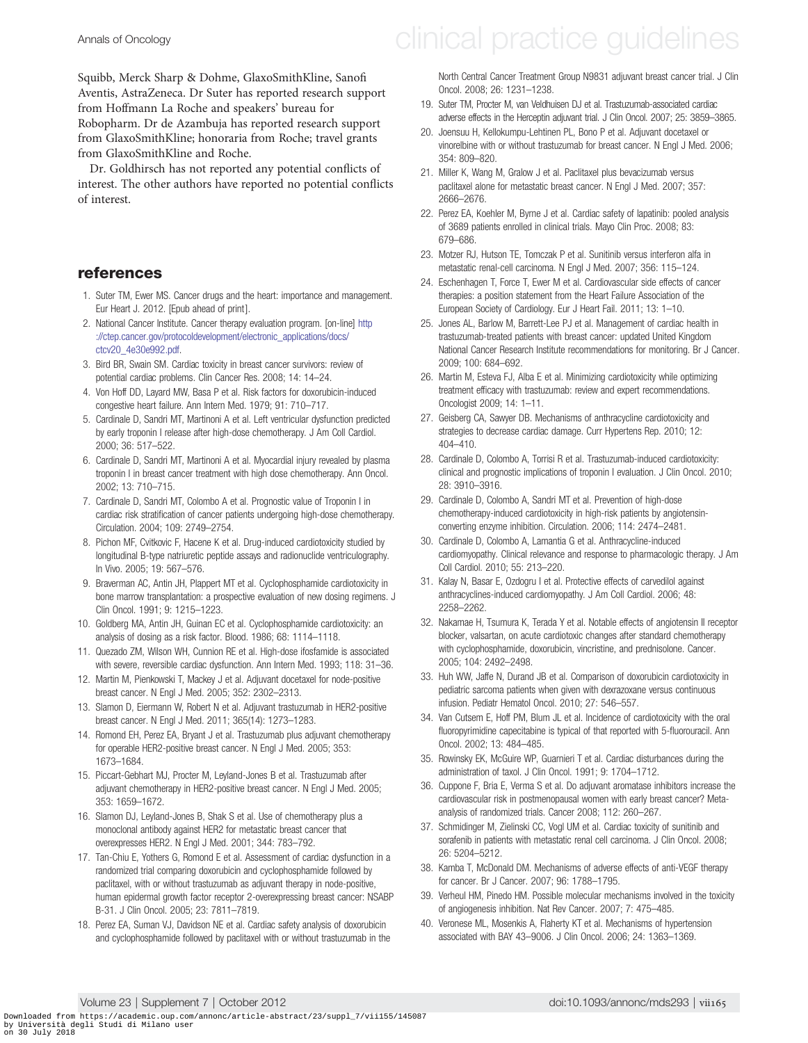Squibb, Merck Sharp & Dohme, GlaxoSmithKline, Sanofi Aventis, AstraZeneca. Dr Suter has reported research support from Hoffmann La Roche and speakers' bureau for Robopharm. Dr de Azambuja has reported research support from GlaxoSmithKline; honoraria from Roche; travel grants from GlaxoSmithKline and Roche.

Dr. Goldhirsch has not reported any potential conflicts of interest. The other authors have reported no potential conflicts of interest.

## references

1. Suter TM, Ewer MS. Cancer drugs and the heart: importance and management. Eur Heart J. 2012. [Epub ahead of print].
2. National Cancer Institute. Cancer therapy evaluation program. [on-line] http://ctep.cancer.gov/protocoldevelopment/electronic_applications/docs/ctcv20_4e30e992.pdf.
3. Bird BR, Swain SM. Cardiac toxicity in breast cancer survivors: review of potential cardiac problems. Clin Cancer Res. 2008; 14: 14–24.
4. Von Hoff DD, Layard MW, Basa P et al. Risk factors for doxorubicin-induced congestive heart failure. Ann Intern Med. 1979; 91: 710–717.
5. Cardinale D, Sandri MT, Martinoni A et al. Left ventricular dysfunction predicted by early troponin I release after high-dose chemotherapy. J Am Coll Cardiol. 2000; 36: 517–522.
6. Cardinale D, Sandri MT, Martinoni A et al. Myocardial injury revealed by plasma troponin I in breast cancer treatment with high dose chemotherapy. Ann Oncol. 2002; 13: 710–715.
7. Cardinale D, Sandri MT, Colombo A et al. Prognostic value of Troponin I in cardiac risk stratification of cancer patients undergoing high-dose chemotherapy. Circulation. 2004; 109: 2749–2754.
8. Pichon MF, Cvitkovic F, Hacene K et al. Drug-induced cardiotoxicity studied by longitudinal B-type natriuretic peptide assays and radionuclide ventriculography. In Vivo. 2005; 19: 567–576.
9. Braverman AC, Antin JH, Plappert MT et al. Cyclophosphamide cardiotoxicity in bone marrow transplantation: a prospective evaluation of new dosing regimens. J Clin Oncol. 1991; 9: 1215–1223.
10. Goldberg MA, Antin JH, Guinan EC et al. Cyclophosphamide cardiotoxicity: an analysis of dosing as a risk factor. Blood. 1986; 68: 1114–1118.
11. Quezado ZM, Wilson WH, Cunnion RE et al. High-dose ifosfamide is associated with severe, reversible cardiac dysfunction. Ann Intern Med. 1993; 118: 31–36.
12. Martin M, Pienkowski T, Mackey J et al. Adjuvant docetaxel for node-positive breast cancer. N Engl J Med. 2005; 352: 2302–2313.
13. Slamon D, Eiermann W, Robert N et al. Adjuvant trastuzumab in HER2-positive breast cancer. N Engl J Med. 2011; 365(14): 1273–1283.
14. Romond EH, Perez EA, Bryant J et al. Trastuzumab plus adjuvant chemotherapy for operable HER2-positive breast cancer. N Engl J Med. 2005; 353: 1673–1684.
15. Piccart-Gebhart MJ, Procter M, Leyland-Jones B et al. Trastuzumab after adjuvant chemotherapy in HER2-positive breast cancer. N Engl J Med. 2005; 353: 1659–1672.
16. Slamon DJ, Leyland-Jones B, Shak S et al. Use of chemotherapy plus a monoclonal antibody against HER2 for metastatic breast cancer that overexpresses HER2. N Engl J Med. 2001; 344: 783–792.
17. Tan-Chiu E, Yothers G, Romond E et al. Assessment of cardiac dysfunction in a randomized trial comparing doxorubicin and cyclophosphamide followed by paclitaxel, with or without trastuzumab as adjuvant therapy in node-positive, human epidermal growth factor receptor 2-overexpressing breast cancer: NSABP B-31. J Clin Oncol. 2005; 23: 7811–7819.
18. Perez EA, Suman VJ, Davidson NE et al. Cardiac safety analysis of doxorubicin and cyclophosphamide followed by paclitaxel with or without trastuzumab in the North Central Cancer Treatment Group N9831 adjuvant breast cancer trial. J Clin Oncol. 2008; 26: 1231–1238.
19. Suter TM, Procter M, van Veldhuisen DJ et al. Trastuzumab-associated cardiac adverse effects in the Herceptin adjuvant trial. J Clin Oncol. 2007; 25: 3859–3865.
20. Joensuu H, Kellokumpu-Lehtinen PL, Bono P et al. Adjuvant docetaxel or vinorelbine with or without trastuzumab for breast cancer. N Engl J Med. 2006; 354: 809–820.
21. Miller K, Wang M, Gralow J et al. Paclitaxel plus bevacizumab versus paclitaxel alone for metastatic breast cancer. N Engl J Med. 2007; 357: 2666–2676.
22. Perez EA, Koehler M, Byrne J et al. Cardiac safety of lapatinib: pooled analysis of 3689 patients enrolled in clinical trials. Mayo Clin Proc. 2008; 83: 679–686.
23. Motzer RJ, Hutson TE, Tomczak P et al. Sunitinib versus interferon alfa in metastatic renal-cell carcinoma. N Engl J Med. 2007; 356: 115–124.
24. Eschenhagen T, Force T, Ewer M et al. Cardiovascular side effects of cancer therapies: a position statement from the Heart Failure Association of the European Society of Cardiology. Eur J Heart Fail. 2011; 13: 1–10.
25. Jones AL, Barlow M, Barrett-Lee PJ et al. Management of cardiac health in trastuzumab-treated patients with breast cancer: updated United Kingdom National Cancer Research Institute recommendations for monitoring. Br J Cancer. 2009; 100: 684–692.
26. Martin M, Esteva FJ, Alba E et al. Minimizing cardiotoxicity while optimizing treatment efficacy with trastuzumab: review and expert recommendations. Oncologist 2009; 14: 1–11.
27. Geisberg CA, Sawyer DB. Mechanisms of anthracycline cardiotoxicity and strategies to decrease cardiac damage. Curr Hypertens Rep. 2010; 12: 404–410.
28. Cardinale D, Colombo A, Torrisi R et al. Trastuzumab-induced cardiotoxicity: clinical and prognostic implications of troponin I evaluation. J Clin Oncol. 2010; 28: 3910–3916.
29. Cardinale D, Colombo A, Sandri MT et al. Prevention of high-dose chemotherapy-induced cardiotoxicity in high-risk patients by angiotensin-converting enzyme inhibition. Circulation. 2006; 114: 2474–2481.
30. Cardinale D, Colombo A, Lamantia G et al. Anthracycline-induced cardiomyopathy. Clinical relevance and response to pharmacologic therapy. J Am Coll Cardiol. 2010; 55: 213–220.
31. Kalay N, Basar E, Ozdogru I et al. Protective effects of carvedilol against anthracyclines-induced cardiomyopathy. J Am Coll Cardiol. 2006; 48: 2258–2262.
32. Nakamae H, Tsumura K, Terada Y et al. Notable effects of angiotensin II receptor blocker, valsartan, on acute cardiotoxic changes after standard chemotherapy with cyclophosphamide, doxorubicin, vincristine, and prednisolone. Cancer. 2005; 104: 2492–2498.
33. Huh WW, Jaffe N, Durand JB et al. Comparison of doxorubicin cardiotoxicity in pediatric sarcoma patients when given with dexrazoxane versus continuous infusion. Pediatr Hematol Oncol. 2010; 27: 546–557.
34. Van Cutsem E, Hoff PM, Blum JL et al. Incidence of cardiotoxicity with the oral fluoropyrimidine capecitabine is typical of that reported with 5-fluorouracil. Ann Oncol. 2002; 13: 484–485.
35. Rowinsky EK, McGuire WP, Guarnieri T et al. Cardiac disturbances during the administration of taxol. J Clin Oncol. 1991; 9: 1704–1712.
36. Cuppone F, Bria E, Verma S et al. Do adjuvant aromatase inhibitors increase the cardiovascular risk in postmenopausal women with early breast cancer? Meta-analysis of randomized trials. Cancer 2008; 112: 260–267.
37. Schmidinger M, Zielinski CC, Vogl UM et al. Cardiac toxicity of sunitinib and sorafenib in patients with metastatic renal cell carcinoma. J Clin Oncol. 2008; 26: 5204–5212.
38. Kamba T, McDonald DM. Mechanisms of adverse effects of anti-VEGF therapy for cancer. Br J Cancer. 2007; 96: 1788–1795.
39. Verheul HM, Pinedo HM. Possible molecular mechanisms involved in the toxicity of angiogenesis inhibition. Nat Rev Cancer. 2007; 7: 475–485.
40. Veronese ML, Mosenkis A, Flaherty KT et al. Mechanisms of hypertension associated with BAY 43–9006. J Clin Oncol. 2006; 24: 1363–1369.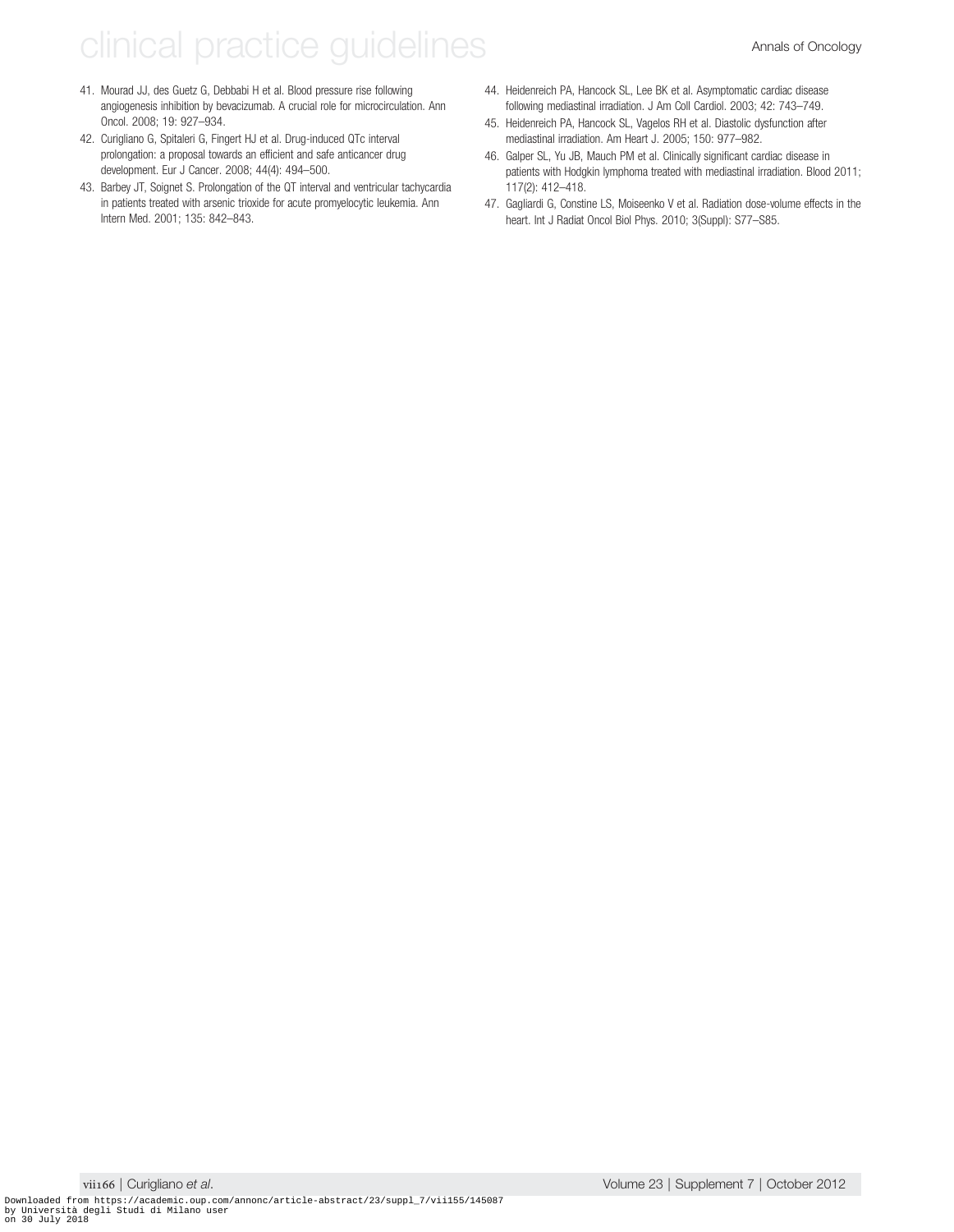41. Mourad JJ, des Guetz G, Debbabi H et al. Blood pressure rise following angiogenesis inhibition by bevacizumab. A crucial role for microcirculation. Ann Oncol. 2008; 19: 927–934.
42. Curigliano G, Spitaleri G, Fingert HJ et al. Drug-induced QTc interval prolongation: a proposal towards an efficient and safe anticancer drug development. Eur J Cancer. 2008; 44(4): 494–500.
43. Barbey JT, Soignet S. Prolongation of the QT interval and ventricular tachycardia in patients treated with arsenic trioxide for acute promyelocytic leukemia. Ann Intern Med. 2001; 135: 842–843.
44. Heidenreich PA, Hancock SL, Lee BK et al. Asymptomatic cardiac disease following mediastinal irradiation. J Am Coll Cardiol. 2003; 42: 743–749.
45. Heidenreich PA, Hancock SL, Vagelos RH et al. Diastolic dysfunction after mediastinal irradiation. Am Heart J. 2005; 150: 977–982.
46. Galper SL, Yu JB, Mauch PM et al. Clinically significant cardiac disease in patients with Hodgkin lymphoma treated with mediastinal irradiation. Blood 2011; 117(2): 412–418.
47. Gagliardi G, Constine LS, Moiseenko V et al. Radiation dose-volume effects in the heart. Int J Radiat Oncol Biol Phys. 2010; 3(Suppl): S77–S85.